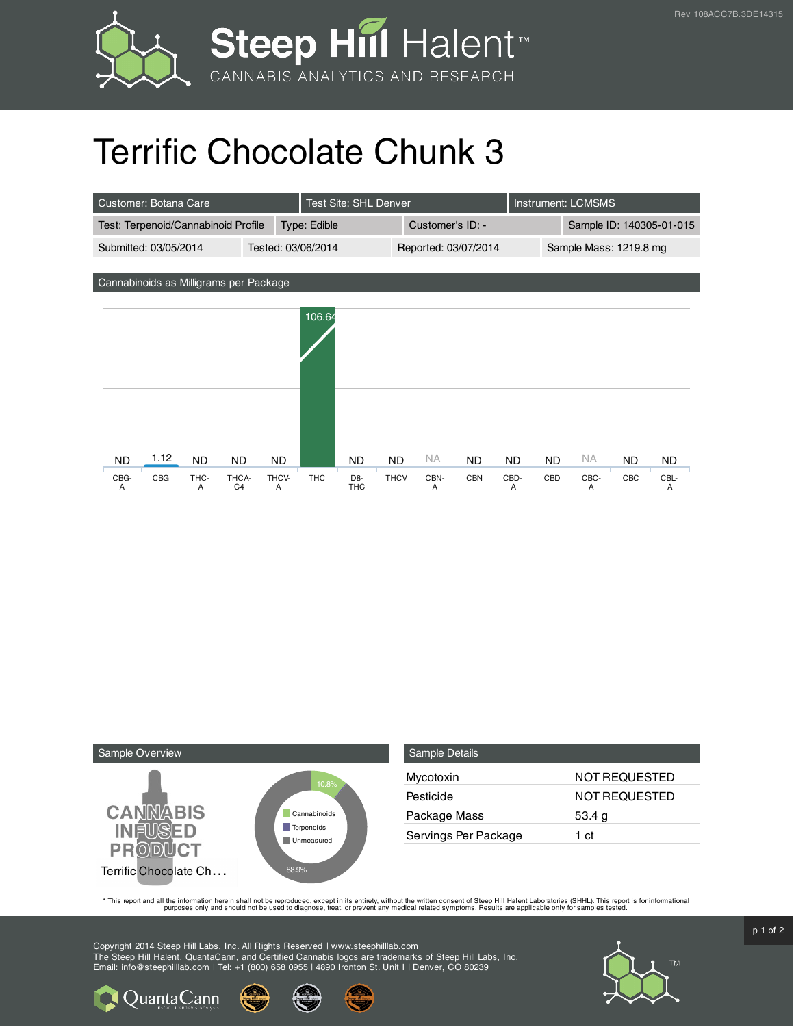# Terrific Chocolate Chunk 3

| Customer: Botana Care | Test Site: SHL Denver | Instrument: LCMSMS | |
|---|---|---|---|
| Test: Terpenoid/Cannabinoid Profile | Type: Edible | Customer's ID: - | Sample ID: 140305-01-015 |
| Submitted: 03/05/2014 | Tested: 03/06/2014 | Reported: 03/07/2014 | Sample Mass: 1219.8 mg |

## Cannabinoids as Milligrams per Package

| CBG-A | CBG | THC-A | THCA-C4 | THCV-A | THC | D8-THC | THCV | CBN-A | CBN | CBD-A | CBD | CBC-A | CBC | CBL-A |
|---|---|---|---|---|---|---|---|---|---|---|---|---|---|---|
| ND | 1.12 | ND | ND | ND | 106.64 | ND | ND | NA | ND | ND | ND | NA | ND | ND |

## Sample Overview

CANNABIS INFUSED PRODUCT

Terrific Chocolate Ch...

- Cannabinoids: 10.8%
- Terpenoids
- Unmeasured: 88.9%

## Sample Details

| | |
|---|---|
| Mycotoxin | NOT REQUESTED |
| Pesticide | NOT REQUESTED |
| Package Mass | 53.4 g |
| Servings Per Package | 1 ct |

* This report and all the information herein shall not be reproduced, except in its entirety, without the written consent of Steep Hill Halent Laboratories (SHHL). This report is for informational purposes only and should not be used to diagnose, treat, or prevent any medical related symptoms. Results are applicable only for samples tested.

Copyright 2014 Steep Hill Labs, Inc. All Rights Reserved | www.steephilllab.com
The Steep Hill Halent, QuantaCann, and Certified Cannabis logos are trademarks of Steep Hill Labs, Inc.
Email: info@steephilllab.com | Tel: +1 (800) 658 0955 | 4890 Ironton St. Unit I | Denver, CO 80239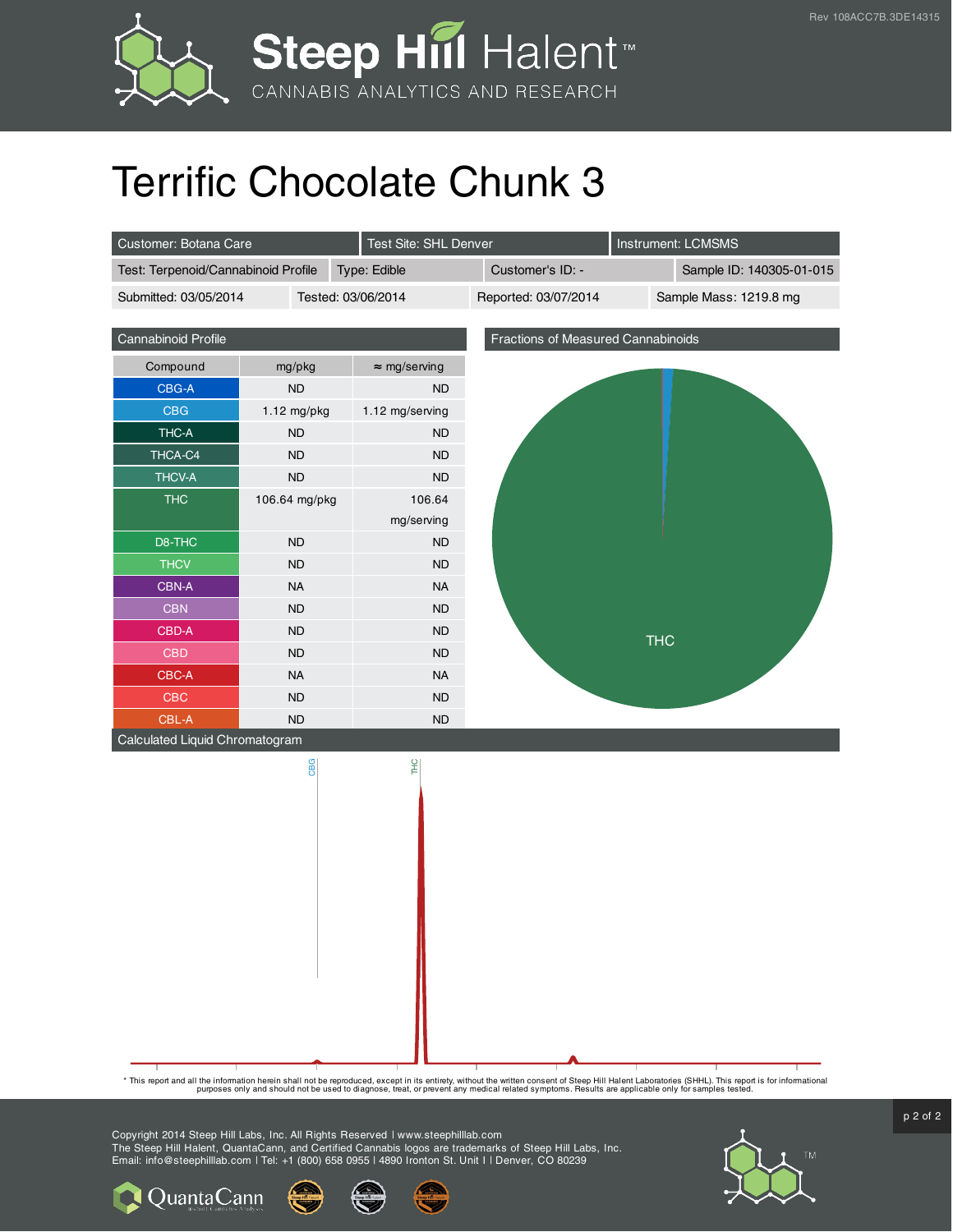Steep Hill Halent™
CANNABIS ANALYTICS AND RESEARCH

Rev 108ACC7B.3DE14315

# Terrific Chocolate Chunk 3

| | | | |
|---|---|---|---|
| Customer: Botana Care | Test Site: SHL Denver | Instrument: LCMSMS | |
| Test: Terpenoid/Cannabinoid Profile | Type: Edible | Customer's ID: - | Sample ID: 140305-01-015 |
| Submitted: 03/05/2014 | Tested: 03/06/2014 | Reported: 03/07/2014 | Sample Mass: 1219.8 mg |

## Cannabinoid Profile

| Compound | mg/pkg | ≈ mg/serving |
|---|---|---|
| CBG-A | ND | ND |
| CBG | 1.12 mg/pkg | 1.12 mg/serving |
| THC-A | ND | ND |
| THCA-C4 | ND | ND |
| THCV-A | ND | ND |
| THC | 106.64 mg/pkg | 106.64 mg/serving |
| D8-THC | ND | ND |
| THCV | ND | ND |
| CBN-A | NA | NA |
| CBN | ND | ND |
| CBD-A | ND | ND |
| CBD | ND | ND |
| CBC-A | NA | NA |
| CBC | ND | ND |
| CBL-A | ND | ND |

## Fractions of Measured Cannabinoids

THC

## Calculated Liquid Chromatogram

CBG

THC

* This report and all the information herein shall not be reproduced, except in its entirety, without the written consent of Steep Hill Halent Laboratories (SHHL). This report is for informational purposes only and should not be used to diagnose, treat, or prevent any medical related symptoms. Results are applicable only for samples tested.

Copyright 2014 Steep Hill Labs, Inc. All Rights Reserved | www.steephilllab.com
The Steep Hill Halent, QuantaCann, and Certified Cannabis logos are trademarks of Steep Hill Labs, Inc.
Email: info@steephilllab.com | Tel: +1 (800) 658 0955 | 4890 Ironton St. Unit I | Denver, CO 80239